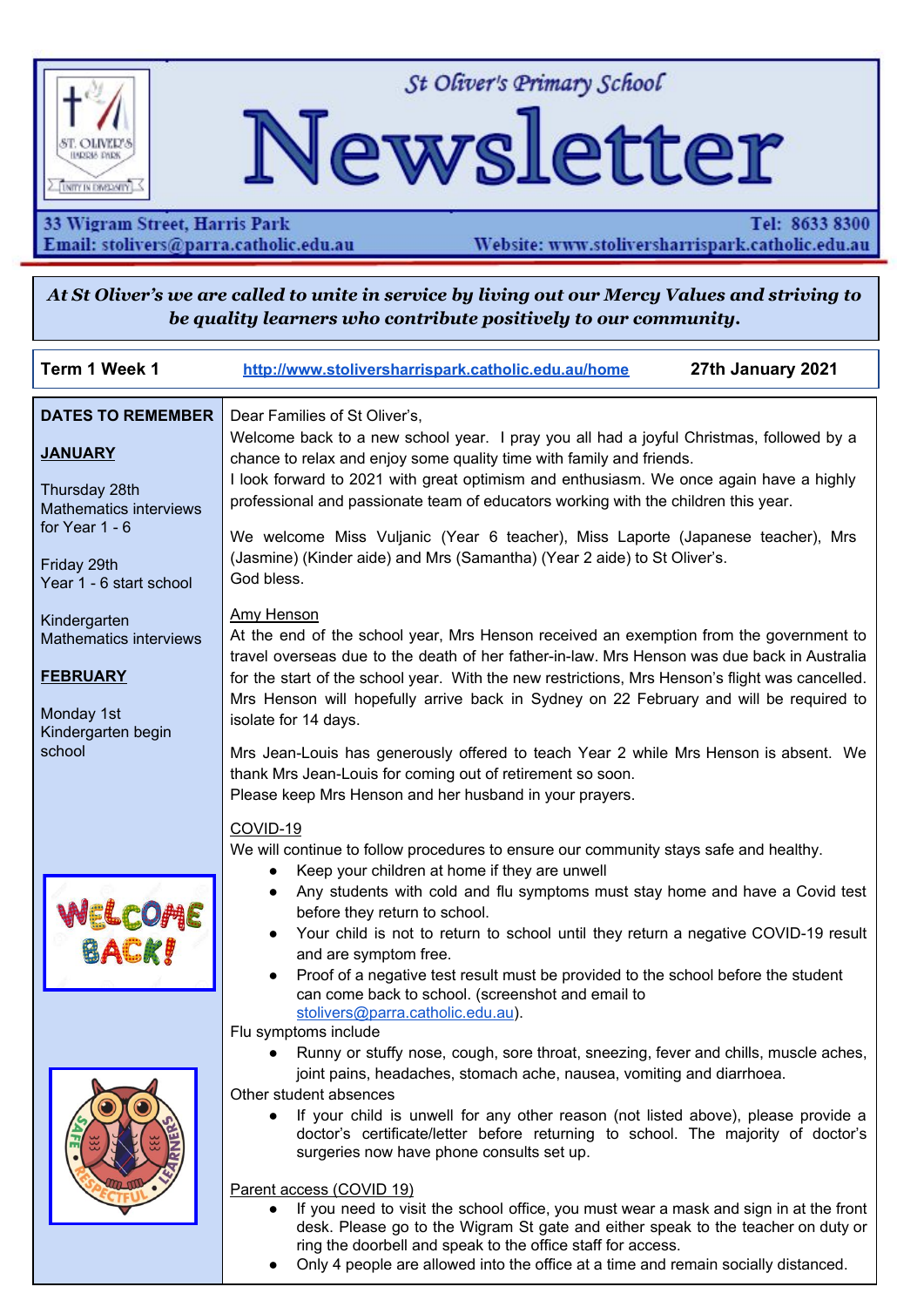# St Oliver's Primary School Newsletter

33 Wigram Street, Harris Park
Email: stolivers@parra.catholic.edu.au

Tel: 8633 8300
Website: www.stolivers harrispark.catholic.edu.au

*At St Oliver's we are called to unite in service by living out our Mercy Values and striving to be quality learners who contribute positively to our community.*

**Term 1 Week 1** | http://www.stoliversharrispark.catholic.edu.au/home | **27th January 2021**

## DATES TO REMEMBER

### JANUARY

Thursday 28th
Mathematics interviews for Year 1 - 6

Friday 29th
Year 1 - 6 start school

Kindergarten Mathematics interviews

### FEBRUARY

Monday 1st
Kindergarten begin school

WELCOME BACK!

SAFE • RESPECTFUL • LEARNERS

---

Dear Families of St Oliver's,

Welcome back to a new school year. I pray you all had a joyful Christmas, followed by a chance to relax and enjoy some quality time with family and friends.

I look forward to 2021 with great optimism and enthusiasm. We once again have a highly professional and passionate team of educators working with the children this year.

We welcome Miss Vuljanic (Year 6 teacher), Miss Laporte (Japanese teacher), Mrs (Jasmine) (Kinder aide) and Mrs (Samantha) (Year 2 aide) to St Oliver's.

God bless.

### Amy Henson

At the end of the school year, Mrs Henson received an exemption from the government to travel overseas due to the death of her father-in-law. Mrs Henson was due back in Australia for the start of the school year. With the new restrictions, Mrs Henson's flight was cancelled. Mrs Henson will hopefully arrive back in Sydney on 22 February and will be required to isolate for 14 days.

Mrs Jean-Louis has generously offered to teach Year 2 while Mrs Henson is absent. We thank Mrs Jean-Louis for coming out of retirement so soon.

Please keep Mrs Henson and her husband in your prayers.

### COVID-19

We will continue to follow procedures to ensure our community stays safe and healthy.

- Keep your children at home if they are unwell
- Any students with cold and flu symptoms must stay home and have a Covid test before they return to school.
- Your child is not to return to school until they return a negative COVID-19 result and are symptom free.
- Proof of a negative test result must be provided to the school before the student can come back to school. (screenshot and email to stolivers@parra.catholic.edu.au).

Flu symptoms include

- Runny or stuffy nose, cough, sore throat, sneezing, fever and chills, muscle aches, joint pains, headaches, stomach ache, nausea, vomiting and diarrhoea.

Other student absences

- If your child is unwell for any other reason (not listed above), please provide a doctor's certificate/letter before returning to school. The majority of doctor's surgeries now have phone consults set up.

### Parent access (COVID 19)

- If you need to visit the school office, you must wear a mask and sign in at the front desk. Please go to the Wigram St gate and either speak to the teacher on duty or ring the doorbell and speak to the office staff for access.
- Only 4 people are allowed into the office at a time and remain socially distanced.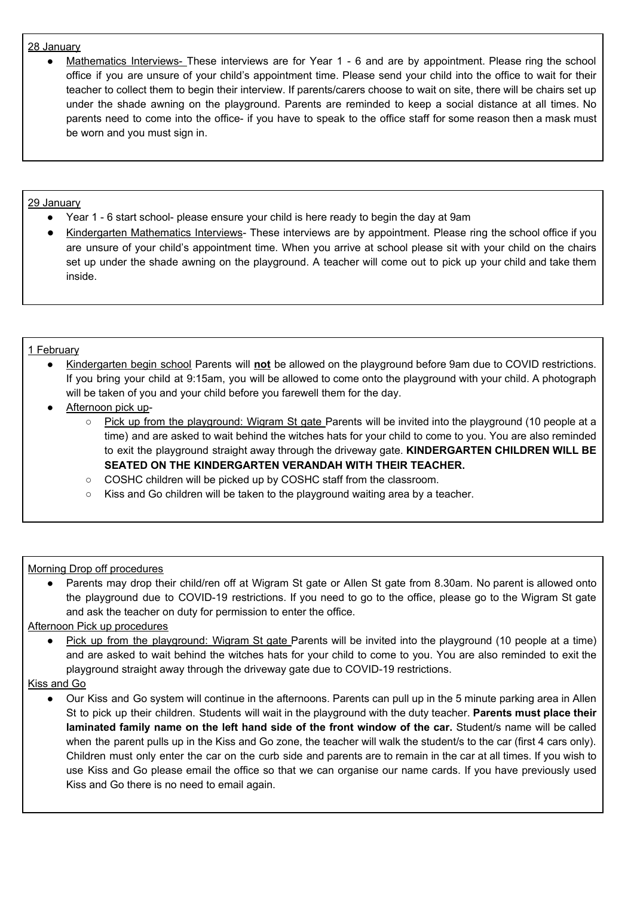28 January

- Mathematics Interviews- These interviews are for Year 1 - 6 and are by appointment. Please ring the school office if you are unsure of your child's appointment time. Please send your child into the office to wait for their teacher to collect them to begin their interview. If parents/carers choose to wait on site, there will be chairs set up under the shade awning on the playground. Parents are reminded to keep a social distance at all times. No parents need to come into the office- if you have to speak to the office staff for some reason then a mask must be worn and you must sign in.

29 January

- Year 1 - 6 start school- please ensure your child is here ready to begin the day at 9am
- Kindergarten Mathematics Interviews- These interviews are by appointment. Please ring the school office if you are unsure of your child's appointment time. When you arrive at school please sit with your child on the chairs set up under the shade awning on the playground. A teacher will come out to pick up your child and take them inside.

1 February

- Kindergarten begin school Parents will **not** be allowed on the playground before 9am due to COVID restrictions. If you bring your child at 9:15am, you will be allowed to come onto the playground with your child. A photograph will be taken of you and your child before you farewell them for the day.
- Afternoon pick up-
  - Pick up from the playground: Wigram St gate Parents will be invited into the playground (10 people at a time) and are asked to wait behind the witches hats for your child to come to you. You are also reminded to exit the playground straight away through the driveway gate. **KINDERGARTEN CHILDREN WILL BE SEATED ON THE KINDERGARTEN VERANDAH WITH THEIR TEACHER.**
  - COSHC children will be picked up by COSHC staff from the classroom.
  - Kiss and Go children will be taken to the playground waiting area by a teacher.

Morning Drop off procedures

- Parents may drop their child/ren off at Wigram St gate or Allen St gate from 8.30am. No parent is allowed onto the playground due to COVID-19 restrictions. If you need to go to the office, please go to the Wigram St gate and ask the teacher on duty for permission to enter the office.

Afternoon Pick up procedures

- Pick up from the playground: Wigram St gate Parents will be invited into the playground (10 people at a time) and are asked to wait behind the witches hats for your child to come to you. You are also reminded to exit the playground straight away through the driveway gate due to COVID-19 restrictions.

Kiss and Go

- Our Kiss and Go system will continue in the afternoons. Parents can pull up in the 5 minute parking area in Allen St to pick up their children. Students will wait in the playground with the duty teacher. **Parents must place their laminated family name on the left hand side of the front window of the car.** Student/s name will be called when the parent pulls up in the Kiss and Go zone, the teacher will walk the student/s to the car (first 4 cars only). Children must only enter the car on the curb side and parents are to remain in the car at all times. If you wish to use Kiss and Go please email the office so that we can organise our name cards. If you have previously used Kiss and Go there is no need to email again.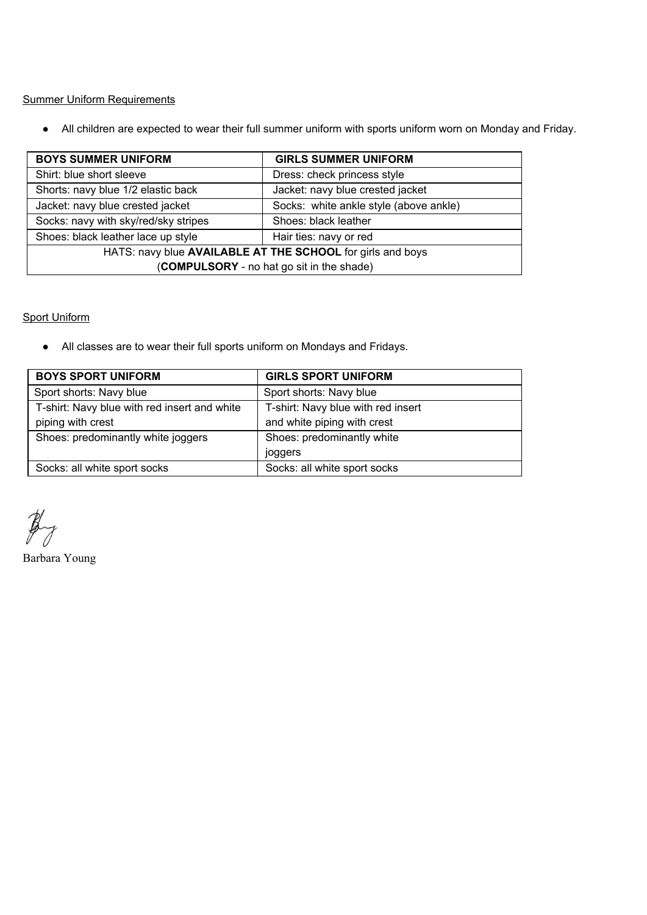Summer Uniform Requirements

- All children are expected to wear their full summer uniform with sports uniform worn on Monday and Friday.

| **BOYS SUMMER UNIFORM** | **GIRLS SUMMER UNIFORM** |
|---|---|
| Shirt: blue short sleeve | Dress: check princess style |
| Shorts: navy blue 1/2 elastic back | Jacket: navy blue crested jacket |
| Jacket: navy blue crested jacket | Socks: white ankle style (above ankle) |
| Socks: navy with sky/red/sky stripes | Shoes: black leather |
| Shoes: black leather lace up style | Hair ties: navy or red |
| HATS: navy blue **AVAILABLE AT THE SCHOOL** for girls and boys (**COMPULSORY** - no hat go sit in the shade) | |

Sport Uniform

- All classes are to wear their full sports uniform on Mondays and Fridays.

| **BOYS SPORT UNIFORM** | **GIRLS SPORT UNIFORM** |
|---|---|
| Sport shorts: Navy blue | Sport shorts: Navy blue |
| T-shirt: Navy blue with red insert and white piping with crest | T-shirt: Navy blue with red insert and white piping with crest |
| Shoes: predominantly white joggers | Shoes: predominantly white joggers |
| Socks: all white sport socks | Socks: all white sport socks |

Barbara Young